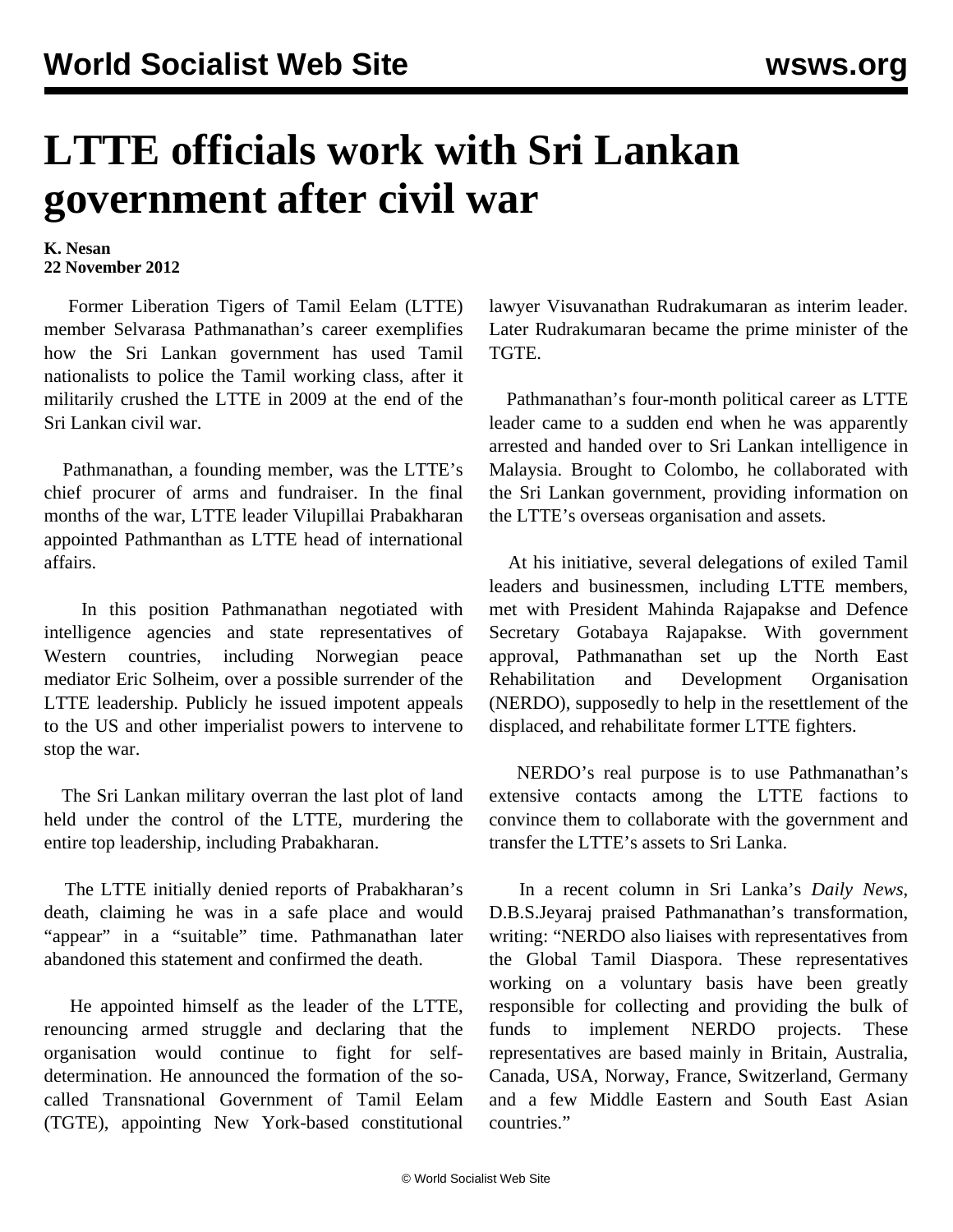# LTTE officials work with Sri Lankan government after civil war

**K. Nesan**
**22 November 2012**

Former Liberation Tigers of Tamil Eelam (LTTE) member Selvarasa Pathmanathan's career exemplifies how the Sri Lankan government has used Tamil nationalists to police the Tamil working class, after it militarily crushed the LTTE in 2009 at the end of the Sri Lankan civil war.

Pathmanathan, a founding member, was the LTTE's chief procurer of arms and fundraiser. In the final months of the war, LTTE leader Vilupillai Prabakharan appointed Pathmanthan as LTTE head of international affairs.

In this position Pathmanathan negotiated with intelligence agencies and state representatives of Western countries, including Norwegian peace mediator Eric Solheim, over a possible surrender of the LTTE leadership. Publicly he issued impotent appeals to the US and other imperialist powers to intervene to stop the war.

The Sri Lankan military overran the last plot of land held under the control of the LTTE, murdering the entire top leadership, including Prabakharan.

The LTTE initially denied reports of Prabakharan's death, claiming he was in a safe place and would "appear" in a "suitable" time. Pathmanathan later abandoned this statement and confirmed the death.

He appointed himself as the leader of the LTTE, renouncing armed struggle and declaring that the organisation would continue to fight for self-determination. He announced the formation of the so-called Transnational Government of Tamil Eelam (TGTE), appointing New York-based constitutional lawyer Visuvanathan Rudrakumaran as interim leader. Later Rudrakumaran became the prime minister of the TGTE.

Pathmanathan's four-month political career as LTTE leader came to a sudden end when he was apparently arrested and handed over to Sri Lankan intelligence in Malaysia. Brought to Colombo, he collaborated with the Sri Lankan government, providing information on the LTTE's overseas organisation and assets.

At his initiative, several delegations of exiled Tamil leaders and businessmen, including LTTE members, met with President Mahinda Rajapakse and Defence Secretary Gotabaya Rajapakse. With government approval, Pathmanathan set up the North East Rehabilitation and Development Organisation (NERDO), supposedly to help in the resettlement of the displaced, and rehabilitate former LTTE fighters.

NERDO's real purpose is to use Pathmanathan's extensive contacts among the LTTE factions to convince them to collaborate with the government and transfer the LTTE's assets to Sri Lanka.

In a recent column in Sri Lanka's *Daily News*, D.B.S.Jeyaraj praised Pathmanathan's transformation, writing: "NERDO also liaises with representatives from the Global Tamil Diaspora. These representatives working on a voluntary basis have been greatly responsible for collecting and providing the bulk of funds to implement NERDO projects. These representatives are based mainly in Britain, Australia, Canada, USA, Norway, France, Switzerland, Germany and a few Middle Eastern and South East Asian countries."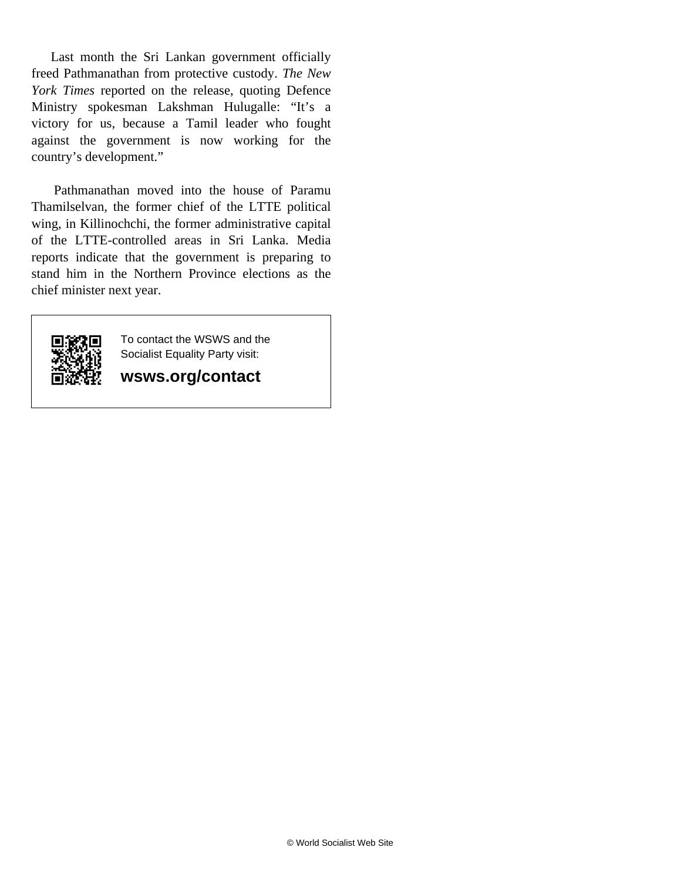Last month the Sri Lankan government officially freed Pathmanathan from protective custody. *The New York Times* reported on the release, quoting Defence Ministry spokesman Lakshman Hulugalle: "It's a victory for us, because a Tamil leader who fought against the government is now working for the country's development."

Pathmanathan moved into the house of Paramu Thamilselvan, the former chief of the LTTE political wing, in Killinochchi, the former administrative capital of the LTTE-controlled areas in Sri Lanka. Media reports indicate that the government is preparing to stand him in the Northern Province elections as the chief minister next year.

To contact the WSWS and the Socialist Equality Party visit:

**wsws.org/contact**